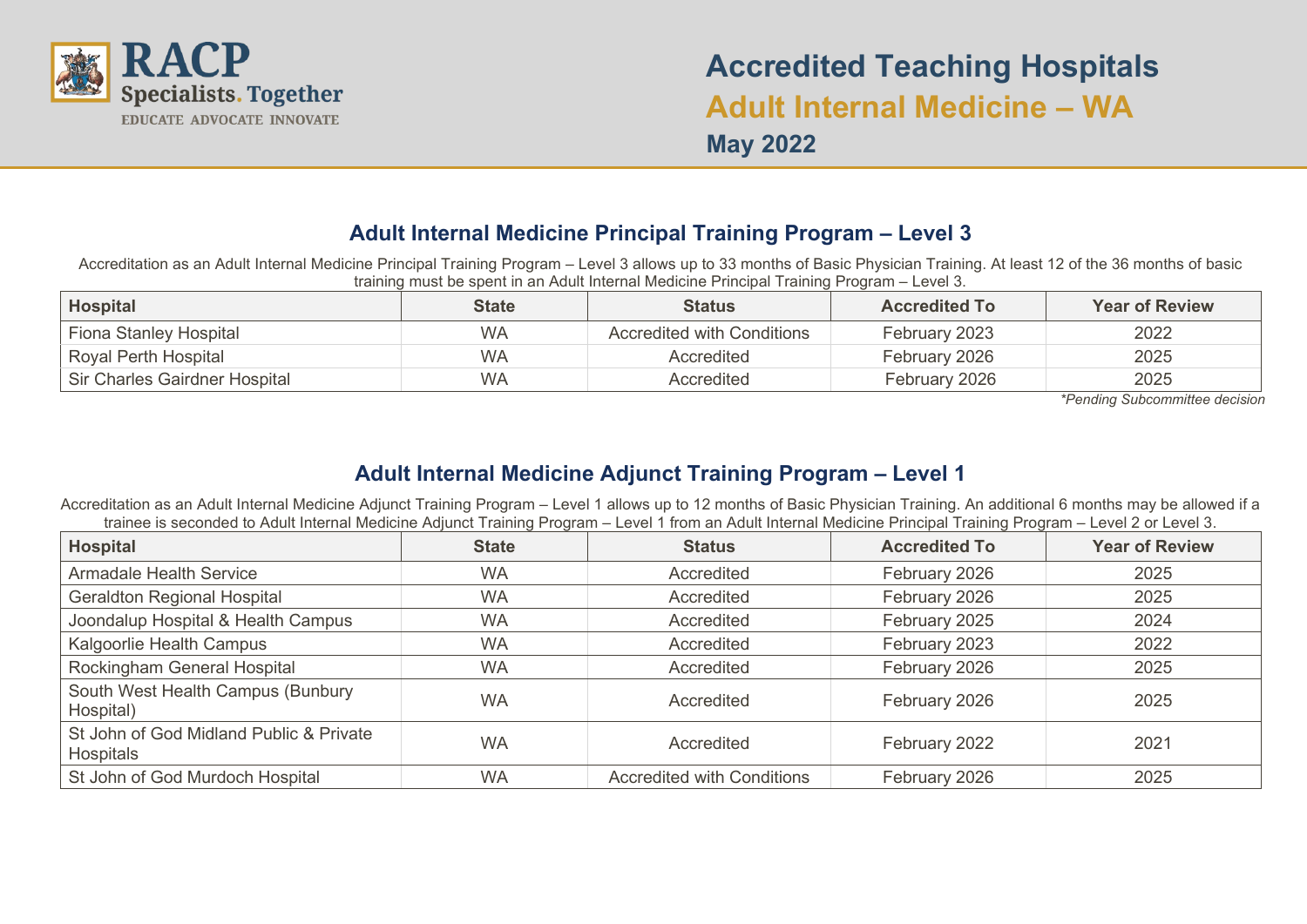RACP Specialists. Together

EDUCATE ADVOCATE INNOVATE

# Accredited Teaching Hospitals

# Adult Internal Medicine – WA

### May 2022

## Adult Internal Medicine Principal Training Program – Level 3

Accreditation as an Adult Internal Medicine Principal Training Program – Level 3 allows up to 33 months of Basic Physician Training. At least 12 of the 36 months of basic training must be spent in an Adult Internal Medicine Principal Training Program – Level 3.

| Hospital | State | Status | Accredited To | Year of Review |
|---|---|---|---|---|
| Fiona Stanley Hospital | WA | Accredited with Conditions | February 2023 | 2022 |
| Royal Perth Hospital | WA | Accredited | February 2026 | 2025 |
| Sir Charles Gairdner Hospital | WA | Accredited | February 2026 | 2025 |

*\*Pending Subcommittee decision*

## Adult Internal Medicine Adjunct Training Program – Level 1

Accreditation as an Adult Internal Medicine Adjunct Training Program – Level 1 allows up to 12 months of Basic Physician Training. An additional 6 months may be allowed if a trainee is seconded to Adult Internal Medicine Adjunct Training Program – Level 1 from an Adult Internal Medicine Principal Training Program – Level 2 or Level 3.

| Hospital | State | Status | Accredited To | Year of Review |
|---|---|---|---|---|
| Armadale Health Service | WA | Accredited | February 2026 | 2025 |
| Geraldton Regional Hospital | WA | Accredited | February 2026 | 2025 |
| Joondalup Hospital & Health Campus | WA | Accredited | February 2025 | 2024 |
| Kalgoorlie Health Campus | WA | Accredited | February 2023 | 2022 |
| Rockingham General Hospital | WA | Accredited | February 2026 | 2025 |
| South West Health Campus (Bunbury Hospital) | WA | Accredited | February 2026 | 2025 |
| St John of God Midland Public & Private Hospitals | WA | Accredited | February 2022 | 2021 |
| St John of God Murdoch Hospital | WA | Accredited with Conditions | February 2026 | 2025 |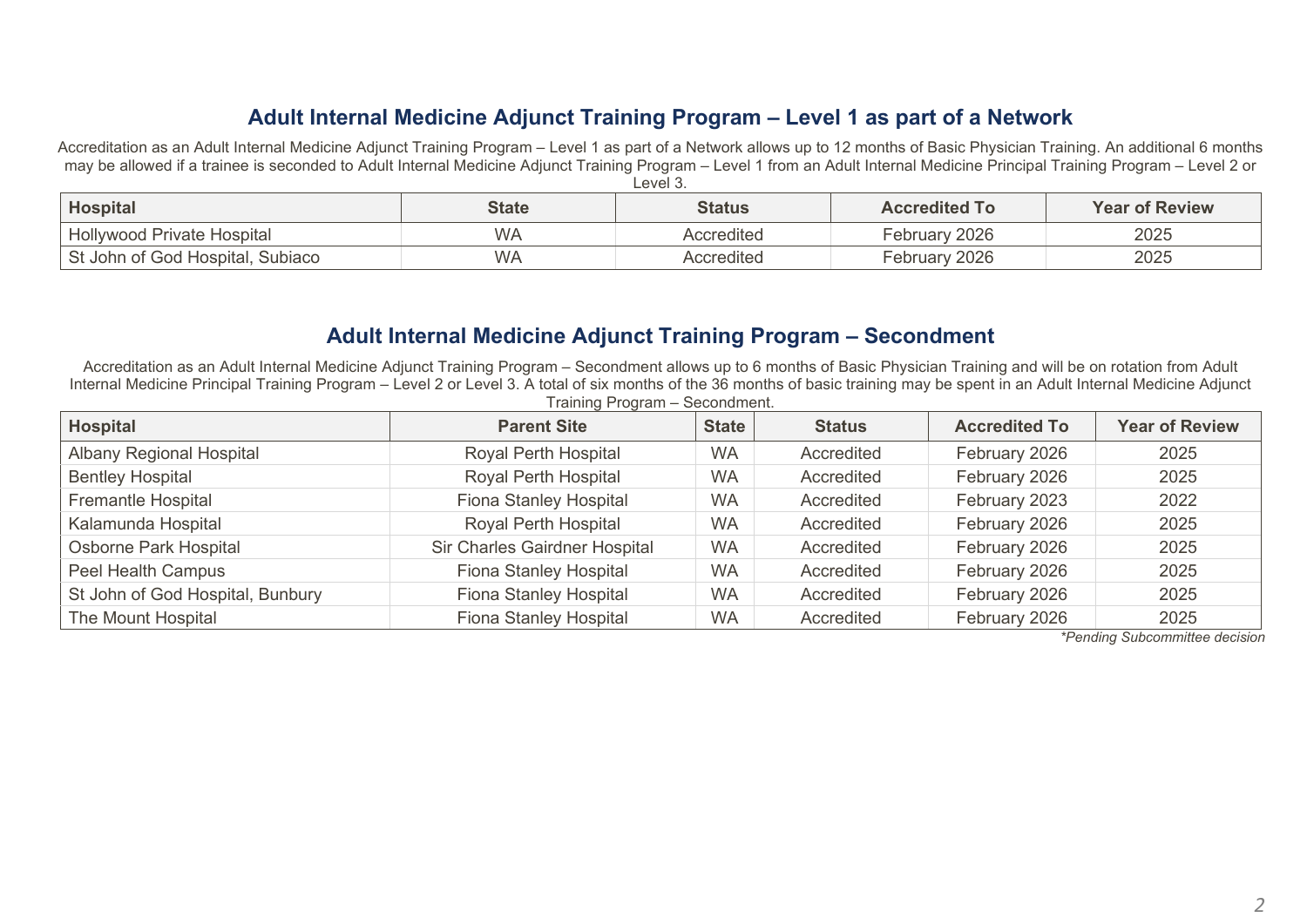## Adult Internal Medicine Adjunct Training Program – Level 1 as part of a Network

Accreditation as an Adult Internal Medicine Adjunct Training Program – Level 1 as part of a Network allows up to 12 months of Basic Physician Training. An additional 6 months may be allowed if a trainee is seconded to Adult Internal Medicine Adjunct Training Program – Level 1 from an Adult Internal Medicine Principal Training Program – Level 2 or Level 3.

| Hospital | State | Status | Accredited To | Year of Review |
|---|---|---|---|---|
| Hollywood Private Hospital | WA | Accredited | February 2026 | 2025 |
| St John of God Hospital, Subiaco | WA | Accredited | February 2026 | 2025 |

## Adult Internal Medicine Adjunct Training Program – Secondment

Accreditation as an Adult Internal Medicine Adjunct Training Program – Secondment allows up to 6 months of Basic Physician Training and will be on rotation from Adult Internal Medicine Principal Training Program – Level 2 or Level 3. A total of six months of the 36 months of basic training may be spent in an Adult Internal Medicine Adjunct Training Program – Secondment.

| Hospital | Parent Site | State | Status | Accredited To | Year of Review |
|---|---|---|---|---|---|
| Albany Regional Hospital | Royal Perth Hospital | WA | Accredited | February 2026 | 2025 |
| Bentley Hospital | Royal Perth Hospital | WA | Accredited | February 2026 | 2025 |
| Fremantle Hospital | Fiona Stanley Hospital | WA | Accredited | February 2023 | 2022 |
| Kalamunda Hospital | Royal Perth Hospital | WA | Accredited | February 2026 | 2025 |
| Osborne Park Hospital | Sir Charles Gairdner Hospital | WA | Accredited | February 2026 | 2025 |
| Peel Health Campus | Fiona Stanley Hospital | WA | Accredited | February 2026 | 2025 |
| St John of God Hospital, Bunbury | Fiona Stanley Hospital | WA | Accredited | February 2026 | 2025 |
| The Mount Hospital | Fiona Stanley Hospital | WA | Accredited | February 2026 | 2025 |

*\*Pending Subcommittee decision*